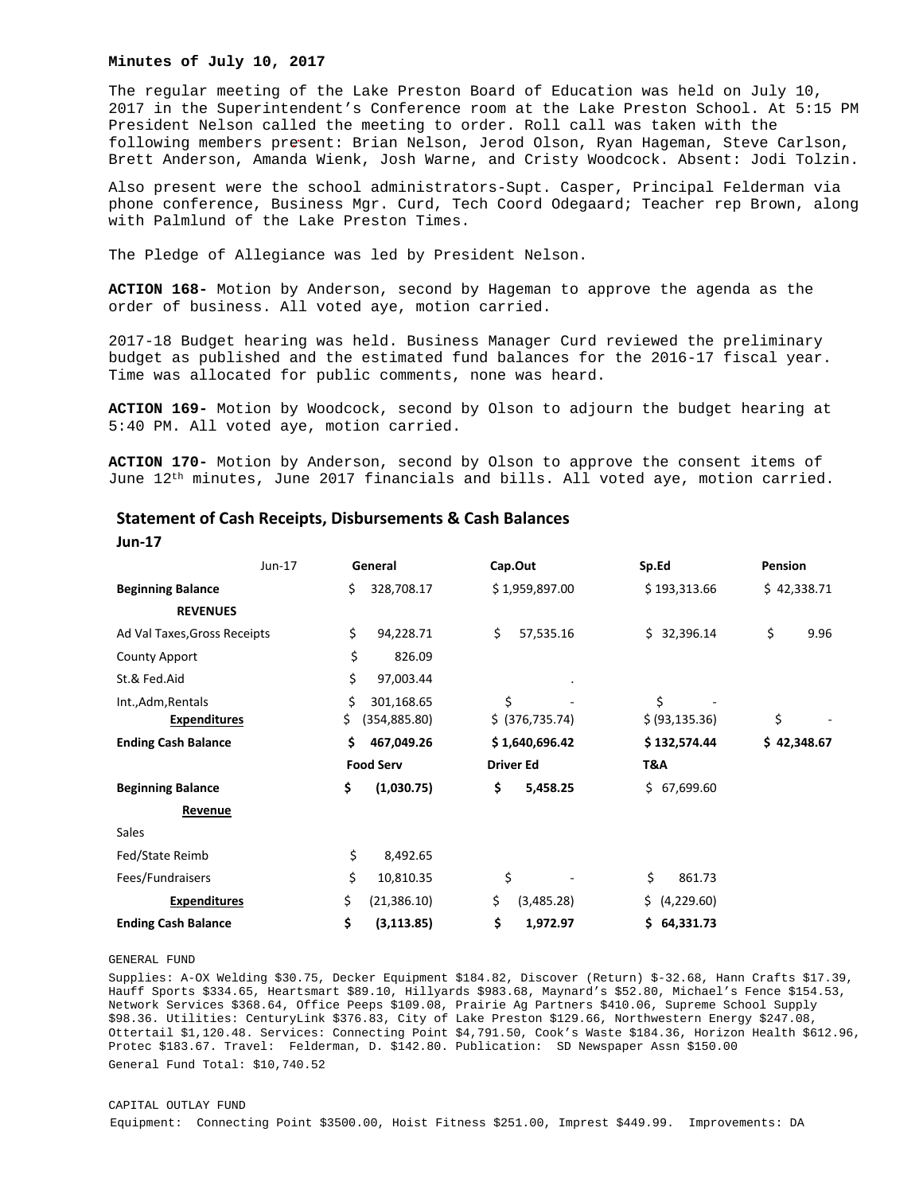**Minutes of July 10, 2017**

The regular meeting of the Lake Preston Board of Education was held on July 10, 2017 in the Superintendent's Conference room at the Lake Preston School. At 5:15 PM President Nelson called the meeting to order. Roll call was taken with the following members present: Brian Nelson, Jerod Olson, Ryan Hageman, Steve Carlson, Brett Anderson, Amanda Wienk, Josh Warne, and Cristy Woodcock. Absent: Jodi Tolzin.

Also present were the school administrators-Supt. Casper, Principal Felderman via phone conference, Business Mgr. Curd, Tech Coord Odegaard; Teacher rep Brown, along with Palmlund of the Lake Preston Times.

The Pledge of Allegiance was led by President Nelson.

**ACTION 168-** Motion by Anderson, second by Hageman to approve the agenda as the order of business. All voted aye, motion carried.

2017-18 Budget hearing was held. Business Manager Curd reviewed the preliminary budget as published and the estimated fund balances for the 2016-17 fiscal year. Time was allocated for public comments, none was heard.

**ACTION 169-** Motion by Woodcock, second by Olson to adjourn the budget hearing at 5:40 PM. All voted aye, motion carried.

**ACTION 170-** Motion by Anderson, second by Olson to approve the consent items of June 12th minutes, June 2017 financials and bills. All voted aye, motion carried.

## Statement of Cash Receipts, Disbursements & Cash Balances

**Jun-17**

| Jun-17 | General | Cap.Out | Sp.Ed | Pension |
|---|---|---|---|---|
| **Beginning Balance** | $ 328,708.17 | $ 1,959,897.00 | $ 193,313.66 | $ 42,338.71 |
| **REVENUES** | | | | |
| Ad Val Taxes,Gross Receipts | $ 94,228.71 | $ 57,535.16 | $ 32,396.14 | $ 9.96 |
| County Apport | $ 826.09 | | | |
| St.& Fed.Aid | $ 97,003.44 | . | | |
| Int.,Adm,Rentals | $ 301,168.65 | $ - | $ - | |
| **Expenditures** | $ (354,885.80) | $ (376,735.74) | $ (93,135.36) | $ - |
| **Ending Cash Balance** | **$ 467,049.26** | **$ 1,640,696.42** | **$ 132,574.44** | **$ 42,348.67** |
| | **Food Serv** | **Driver Ed** | **T&A** | |
| **Beginning Balance** | **$ (1,030.75)** | **$ 5,458.25** | $ 67,699.60 | |
| **Revenue** | | | | |
| Sales | | | | |
| Fed/State Reimb | $ 8,492.65 | | | |
| Fees/Fundraisers | $ 10,810.35 | $ - | $ 861.73 | |
| **Expenditures** | $ (21,386.10) | $ (3,485.28) | $ (4,229.60) | |
| **Ending Cash Balance** | **$ (3,113.85)** | **$ 1,972.97** | **$ 64,331.73** | |

GENERAL FUND

Supplies: A-OX Welding $30.75, Decker Equipment $184.82, Discover (Return) $-32.68, Hann Crafts $17.39, Hauff Sports $334.65, Heartsmart $89.10, Hillyards $983.68, Maynard's $52.80, Michael's Fence $154.53, Network Services $368.64, Office Peeps $109.08, Prairie Ag Partners $410.06, Supreme School Supply $98.36. Utilities: CenturyLink $376.83, City of Lake Preston $129.66, Northwestern Energy $247.08, Ottertail $1,120.48. Services: Connecting Point $4,791.50, Cook's Waste $184.36, Horizon Health $612.96, Protec $183.67. Travel: Felderman, D. $142.80. Publication: SD Newspaper Assn $150.00

General Fund Total: $10,740.52

CAPITAL OUTLAY FUND

Equipment: Connecting Point $3500.00, Hoist Fitness $251.00, Imprest $449.99. Improvements: DA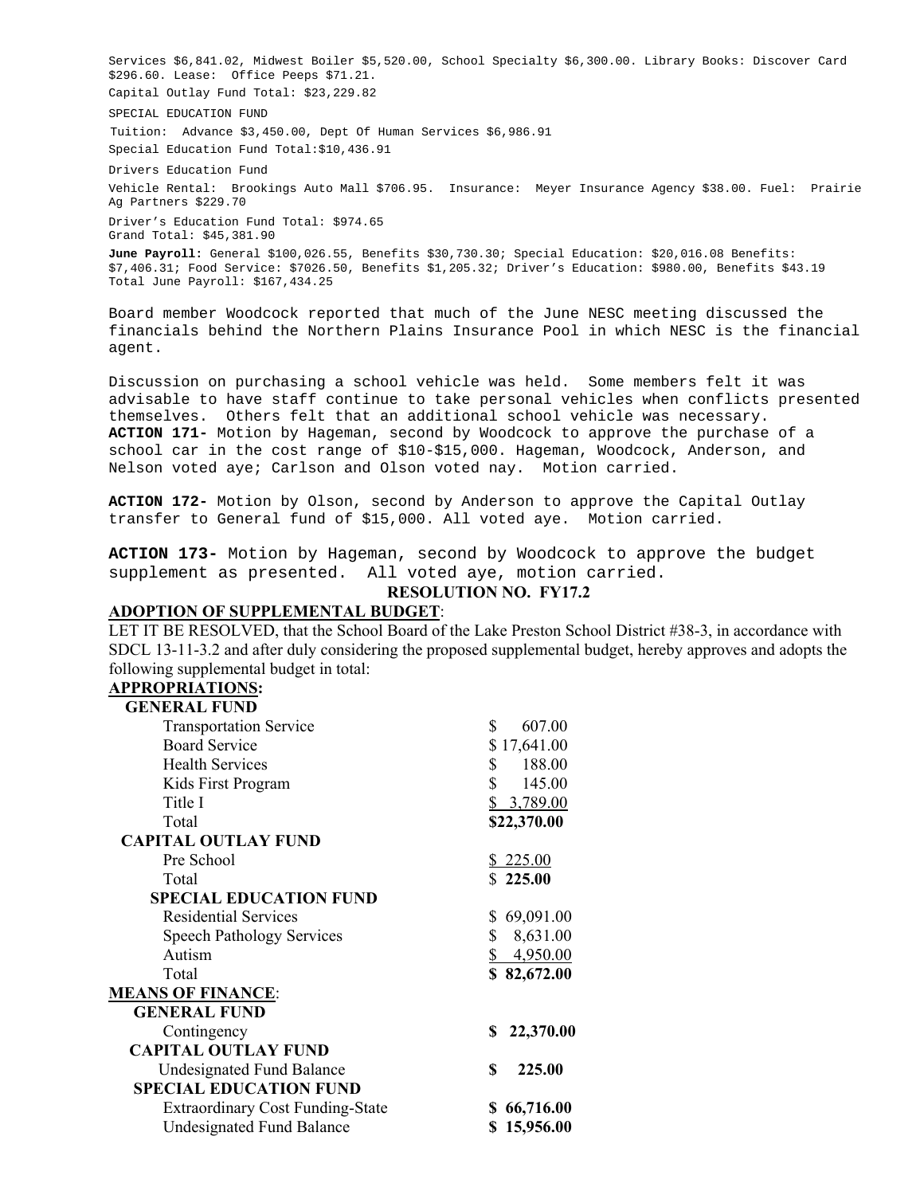Services $6,841.02, Midwest Boiler $5,520.00, School Specialty $6,300.00. Library Books: Discover Card $296.60. Lease: Office Peeps $71.21.

Capital Outlay Fund Total: $23,229.82

SPECIAL EDUCATION FUND

Tuition: Advance $3,450.00, Dept Of Human Services $6,986.91

Special Education Fund Total:$10,436.91

Drivers Education Fund

Vehicle Rental: Brookings Auto Mall $706.95. Insurance: Meyer Insurance Agency $38.00. Fuel: Prairie Ag Partners $229.70

Driver's Education Fund Total: $974.65

Grand Total: $45,381.90

**June Payroll:** General $100,026.55, Benefits $30,730.30; Special Education: $20,016.08 Benefits: $7,406.31; Food Service: $7026.50, Benefits $1,205.32; Driver's Education: $980.00, Benefits $43.19 Total June Payroll: $167,434.25

Board member Woodcock reported that much of the June NESC meeting discussed the financials behind the Northern Plains Insurance Pool in which NESC is the financial agent.

Discussion on purchasing a school vehicle was held. Some members felt it was advisable to have staff continue to take personal vehicles when conflicts presented themselves. Others felt that an additional school vehicle was necessary.

**ACTION 171-** Motion by Hageman, second by Woodcock to approve the purchase of a school car in the cost range of $10-$15,000. Hageman, Woodcock, Anderson, and Nelson voted aye; Carlson and Olson voted nay. Motion carried.

**ACTION 172-** Motion by Olson, second by Anderson to approve the Capital Outlay transfer to General fund of $15,000. All voted aye. Motion carried.

**ACTION 173-** Motion by Hageman, second by Woodcock to approve the budget supplement as presented. All voted aye, motion carried.

**RESOLUTION NO. FY17.2**

**ADOPTION OF SUPPLEMENTAL BUDGET**:

LET IT BE RESOLVED, that the School Board of the Lake Preston School District #38-3, in accordance with SDCL 13-11-3.2 and after duly considering the proposed supplemental budget, hereby approves and adopts the following supplemental budget in total:

**APPROPRIATIONS:**

| | |
|---|---|
| **GENERAL FUND** | |
| Transportation Service | $ 607.00 |
| Board Service | $ 17,641.00 |
| Health Services | $ 188.00 |
| Kids First Program | $ 145.00 |
| Title I | $ 3,789.00 |
| Total | **$22,370.00** |
| **CAPITAL OUTLAY FUND** | |
| Pre School | $ 225.00 |
| Total | $ **225.00** |
| **SPECIAL EDUCATION FUND** | |
| Residential Services | $ 69,091.00 |
| Speech Pathology Services | $ 8,631.00 |
| Autism | $ 4,950.00 |
| Total | **$ 82,672.00** |

**MEANS OF FINANCE**:

| | |
|---|---|
| **GENERAL FUND** | |
| Contingency | **$ 22,370.00** |
| **CAPITAL OUTLAY FUND** | |
| Undesignated Fund Balance | **$ 225.00** |
| **SPECIAL EDUCATION FUND** | |
| Extraordinary Cost Funding-State | **$ 66,716.00** |
| Undesignated Fund Balance | **$ 15,956.00** |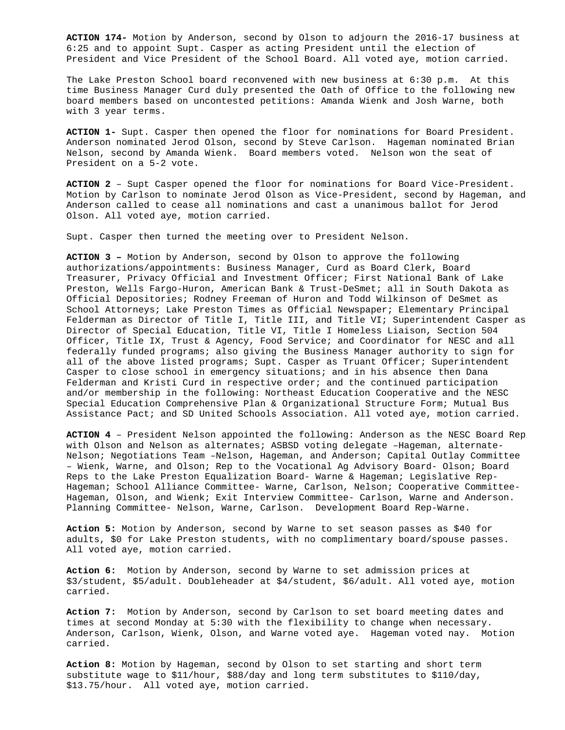**ACTION 174-** Motion by Anderson, second by Olson to adjourn the 2016-17 business at 6:25 and to appoint Supt. Casper as acting President until the election of President and Vice President of the School Board. All voted aye, motion carried.

The Lake Preston School board reconvened with new business at 6:30 p.m. At this time Business Manager Curd duly presented the Oath of Office to the following new board members based on uncontested petitions: Amanda Wienk and Josh Warne, both with 3 year terms.

**ACTION 1-** Supt. Casper then opened the floor for nominations for Board President. Anderson nominated Jerod Olson, second by Steve Carlson. Hageman nominated Brian Nelson, second by Amanda Wienk. Board members voted. Nelson won the seat of President on a 5-2 vote.

**ACTION 2** – Supt Casper opened the floor for nominations for Board Vice-President. Motion by Carlson to nominate Jerod Olson as Vice-President, second by Hageman, and Anderson called to cease all nominations and cast a unanimous ballot for Jerod Olson. All voted aye, motion carried.

Supt. Casper then turned the meeting over to President Nelson.

**ACTION 3 –** Motion by Anderson, second by Olson to approve the following authorizations/appointments: Business Manager, Curd as Board Clerk, Board Treasurer, Privacy Official and Investment Officer; First National Bank of Lake Preston, Wells Fargo-Huron, American Bank & Trust-DeSmet; all in South Dakota as Official Depositories; Rodney Freeman of Huron and Todd Wilkinson of DeSmet as School Attorneys; Lake Preston Times as Official Newspaper; Elementary Principal Felderman as Director of Title I, Title III, and Title VI; Superintendent Casper as Director of Special Education, Title VI, Title I Homeless Liaison, Section 504 Officer, Title IX, Trust & Agency, Food Service; and Coordinator for NESC and all federally funded programs; also giving the Business Manager authority to sign for all of the above listed programs; Supt. Casper as Truant Officer; Superintendent Casper to close school in emergency situations; and in his absence then Dana Felderman and Kristi Curd in respective order; and the continued participation and/or membership in the following: Northeast Education Cooperative and the NESC Special Education Comprehensive Plan & Organizational Structure Form; Mutual Bus Assistance Pact; and SD United Schools Association. All voted aye, motion carried.

**ACTION 4** – President Nelson appointed the following: Anderson as the NESC Board Rep with Olson and Nelson as alternates; ASBSD voting delegate –Hageman, alternate-Nelson; Negotiations Team –Nelson, Hageman, and Anderson; Capital Outlay Committee – Wienk, Warne, and Olson; Rep to the Vocational Ag Advisory Board- Olson; Board Reps to the Lake Preston Equalization Board- Warne & Hageman; Legislative Rep-Hageman; School Alliance Committee- Warne, Carlson, Nelson; Cooperative Committee-Hageman, Olson, and Wienk; Exit Interview Committee- Carlson, Warne and Anderson. Planning Committee- Nelson, Warne, Carlson. Development Board Rep-Warne.

**Action 5:** Motion by Anderson, second by Warne to set season passes as $40 for adults, $0 for Lake Preston students, with no complimentary board/spouse passes. All voted aye, motion carried.

**Action 6:** Motion by Anderson, second by Warne to set admission prices at $3/student, $5/adult. Doubleheader at $4/student, $6/adult. All voted aye, motion carried.

**Action 7:** Motion by Anderson, second by Carlson to set board meeting dates and times at second Monday at 5:30 with the flexibility to change when necessary. Anderson, Carlson, Wienk, Olson, and Warne voted aye. Hageman voted nay. Motion carried.

**Action 8:** Motion by Hageman, second by Olson to set starting and short term substitute wage to $11/hour, $88/day and long term substitutes to $110/day, $13.75/hour. All voted aye, motion carried.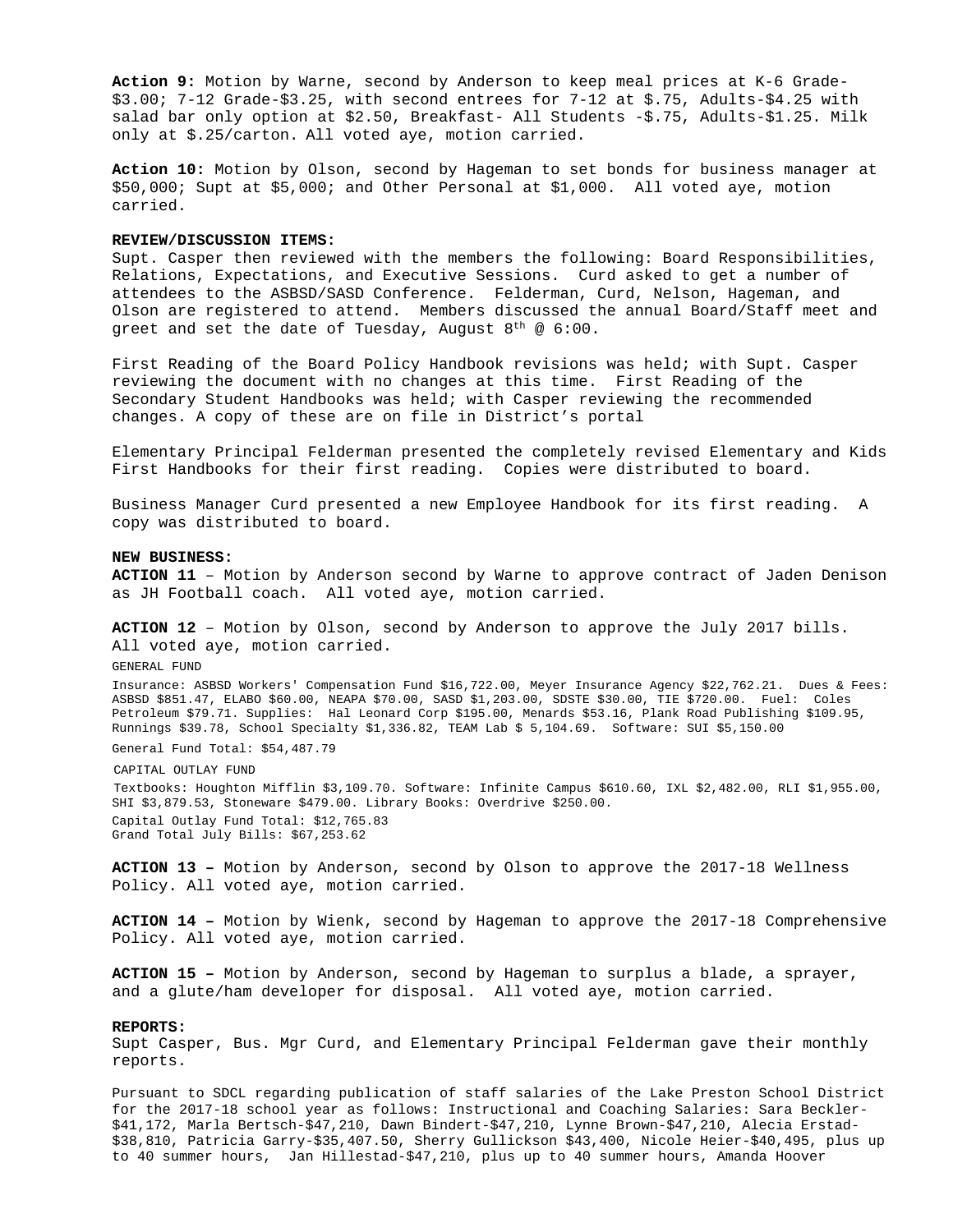**Action 9:** Motion by Warne, second by Anderson to keep meal prices at K-6 Grade-$3.00; 7-12 Grade-$3.25, with second entrees for 7-12 at $.75, Adults-$4.25 with salad bar only option at $2.50, Breakfast- All Students -$.75, Adults-$1.25. Milk only at $.25/carton. All voted aye, motion carried.

**Action 10:** Motion by Olson, second by Hageman to set bonds for business manager at $50,000; Supt at $5,000; and Other Personal at $1,000. All voted aye, motion carried.

**REVIEW/DISCUSSION ITEMS:**
Supt. Casper then reviewed with the members the following: Board Responsibilities, Relations, Expectations, and Executive Sessions. Curd asked to get a number of attendees to the ASBSD/SASD Conference. Felderman, Curd, Nelson, Hageman, and Olson are registered to attend. Members discussed the annual Board/Staff meet and greet and set the date of Tuesday, August 8th @ 6:00.

First Reading of the Board Policy Handbook revisions was held; with Supt. Casper reviewing the document with no changes at this time. First Reading of the Secondary Student Handbooks was held; with Casper reviewing the recommended changes. A copy of these are on file in District's portal

Elementary Principal Felderman presented the completely revised Elementary and Kids First Handbooks for their first reading. Copies were distributed to board.

Business Manager Curd presented a new Employee Handbook for its first reading. A copy was distributed to board.

**NEW BUSINESS:**
**ACTION 11** – Motion by Anderson second by Warne to approve contract of Jaden Denison as JH Football coach. All voted aye, motion carried.

**ACTION 12** – Motion by Olson, second by Anderson to approve the July 2017 bills. All voted aye, motion carried.

GENERAL FUND

Insurance: ASBSD Workers' Compensation Fund $16,722.00, Meyer Insurance Agency $22,762.21. Dues & Fees: ASBSD $851.47, ELABO $60.00, NEAPA $70.00, SASD $1,203.00, SDSTE $30.00, TIE $720.00. Fuel: Coles Petroleum $79.71. Supplies: Hal Leonard Corp $195.00, Menards $53.16, Plank Road Publishing $109.95, Runnings $39.78, School Specialty $1,336.82, TEAM Lab $ 5,104.69. Software: SUI $5,150.00

General Fund Total: $54,487.79

CAPITAL OUTLAY FUND

Textbooks: Houghton Mifflin $3,109.70. Software: Infinite Campus $610.60, IXL $2,482.00, RLI $1,955.00, SHI $3,879.53, Stoneware $479.00. Library Books: Overdrive $250.00.

Capital Outlay Fund Total: $12,765.83
Grand Total July Bills: $67,253.62

**ACTION 13 –** Motion by Anderson, second by Olson to approve the 2017-18 Wellness Policy. All voted aye, motion carried.

**ACTION 14 –** Motion by Wienk, second by Hageman to approve the 2017-18 Comprehensive Policy. All voted aye, motion carried.

**ACTION 15 –** Motion by Anderson, second by Hageman to surplus a blade, a sprayer, and a glute/ham developer for disposal. All voted aye, motion carried.

**REPORTS:**
Supt Casper, Bus. Mgr Curd, and Elementary Principal Felderman gave their monthly reports.

Pursuant to SDCL regarding publication of staff salaries of the Lake Preston School District for the 2017-18 school year as follows: Instructional and Coaching Salaries: Sara Beckler-$41,172, Marla Bertsch-$47,210, Dawn Bindert-$47,210, Lynne Brown-$47,210, Alecia Erstad-$38,810, Patricia Garry-$35,407.50, Sherry Gullickson $43,400, Nicole Heier-$40,495, plus up to 40 summer hours, Jan Hillestad-$47,210, plus up to 40 summer hours, Amanda Hoover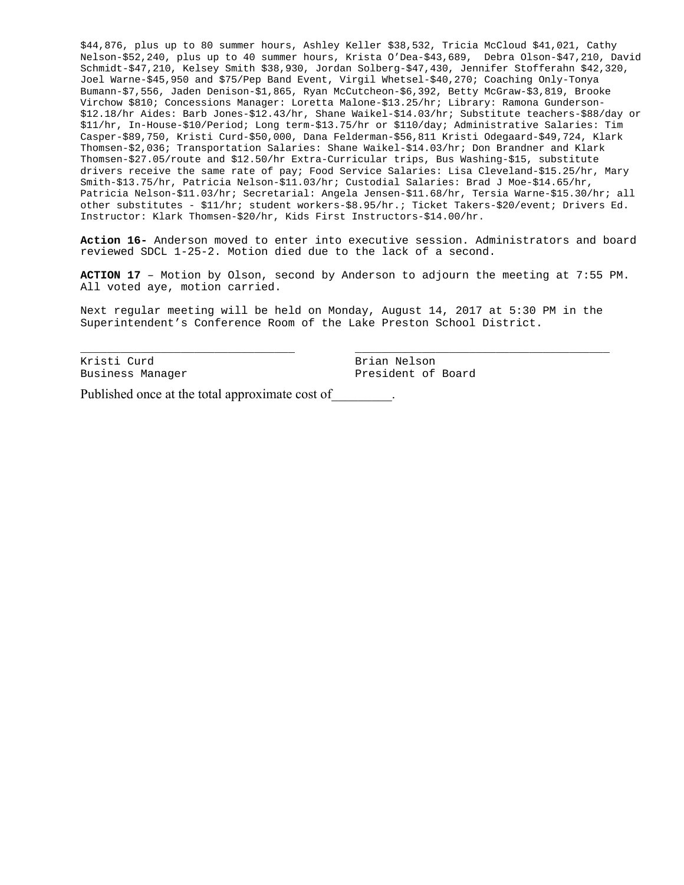$44,876, plus up to 80 summer hours, Ashley Keller $38,532, Tricia McCloud $41,021, Cathy Nelson-$52,240, plus up to 40 summer hours, Krista O'Dea-$43,689, Debra Olson-$47,210, David Schmidt-$47,210, Kelsey Smith $38,930, Jordan Solberg-$47,430, Jennifer Stofferahn $42,320, Joel Warne-$45,950 and $75/Pep Band Event, Virgil Whetsel-$40,270; Coaching Only-Tonya Bumann-$7,556, Jaden Denison-$1,865, Ryan McCutcheon-$6,392, Betty McGraw-$3,819, Brooke Virchow $810; Concessions Manager: Loretta Malone-$13.25/hr; Library: Ramona Gunderson-$12.18/hr Aides: Barb Jones-$12.43/hr, Shane Waikel-$14.03/hr; Substitute teachers-$88/day or $11/hr, In-House-$10/Period; Long term-$13.75/hr or $110/day; Administrative Salaries: Tim Casper-$89,750, Kristi Curd-$50,000, Dana Felderman-$56,811 Kristi Odegaard-$49,724, Klark Thomsen-$2,036; Transportation Salaries: Shane Waikel-$14.03/hr; Don Brandner and Klark Thomsen-$27.05/route and $12.50/hr Extra-Curricular trips, Bus Washing-$15, substitute drivers receive the same rate of pay; Food Service Salaries: Lisa Cleveland-$15.25/hr, Mary Smith-$13.75/hr, Patricia Nelson-$11.03/hr; Custodial Salaries: Brad J Moe-$14.65/hr, Patricia Nelson-$11.03/hr; Secretarial: Angela Jensen-$11.68/hr, Tersia Warne-$15.30/hr; all other substitutes - $11/hr; student workers-$8.95/hr.; Ticket Takers-$20/event; Drivers Ed. Instructor: Klark Thomsen-$20/hr, Kids First Instructors-$14.00/hr.

**Action 16-** Anderson moved to enter into executive session. Administrators and board reviewed SDCL 1-25-2. Motion died due to the lack of a second.

**ACTION 17** – Motion by Olson, second by Anderson to adjourn the meeting at 7:55 PM. All voted aye, motion carried.

Next regular meeting will be held on Monday, August 14, 2017 at 5:30 PM in the Superintendent's Conference Room of the Lake Preston School District.

| | |
|---|---|
| \_\_\_\_\_\_\_\_\_\_\_\_\_\_\_\_\_\_\_\_\_\_\_\_\_\_\_\_\_\_ | \_\_\_\_\_\_\_\_\_\_\_\_\_\_\_\_\_\_\_\_\_\_\_\_\_\_\_\_\_\_\_\_\_\_\_\_ |
| Kristi Curd | Brian Nelson |
| Business Manager | President of Board |

Published once at the total approximate cost of\_\_\_\_\_\_\_\_\_.